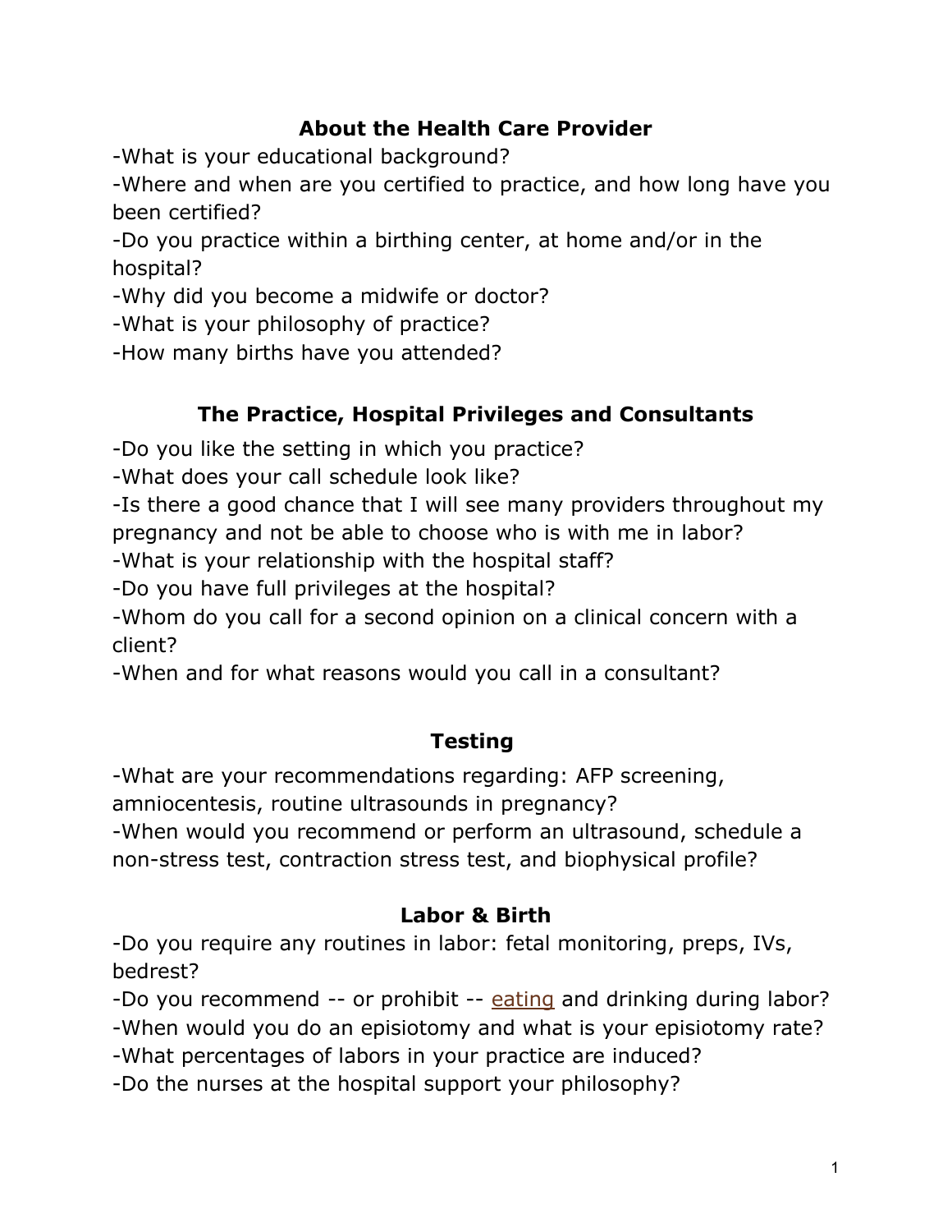## About the Health Care Provider

-What is your educational background?
-Where and when are you certified to practice, and how long have you been certified?
-Do you practice within a birthing center, at home and/or in the hospital?
-Why did you become a midwife or doctor?
-What is your philosophy of practice?
-How many births have you attended?

## The Practice, Hospital Privileges and Consultants

-Do you like the setting in which you practice?
-What does your call schedule look like?
-Is there a good chance that I will see many providers throughout my pregnancy and not be able to choose who is with me in labor?
-What is your relationship with the hospital staff?
-Do you have full privileges at the hospital?
-Whom do you call for a second opinion on a clinical concern with a client?
-When and for what reasons would you call in a consultant?

## Testing

-What are your recommendations regarding: AFP screening, amniocentesis, routine ultrasounds in pregnancy?
-When would you recommend or perform an ultrasound, schedule a non-stress test, contraction stress test, and biophysical profile?

## Labor & Birth

-Do you require any routines in labor: fetal monitoring, preps, IVs, bedrest?
-Do you recommend -- or prohibit -- eating and drinking during labor?
-When would you do an episiotomy and what is your episiotomy rate?
-What percentages of labors in your practice are induced?
-Do the nurses at the hospital support your philosophy?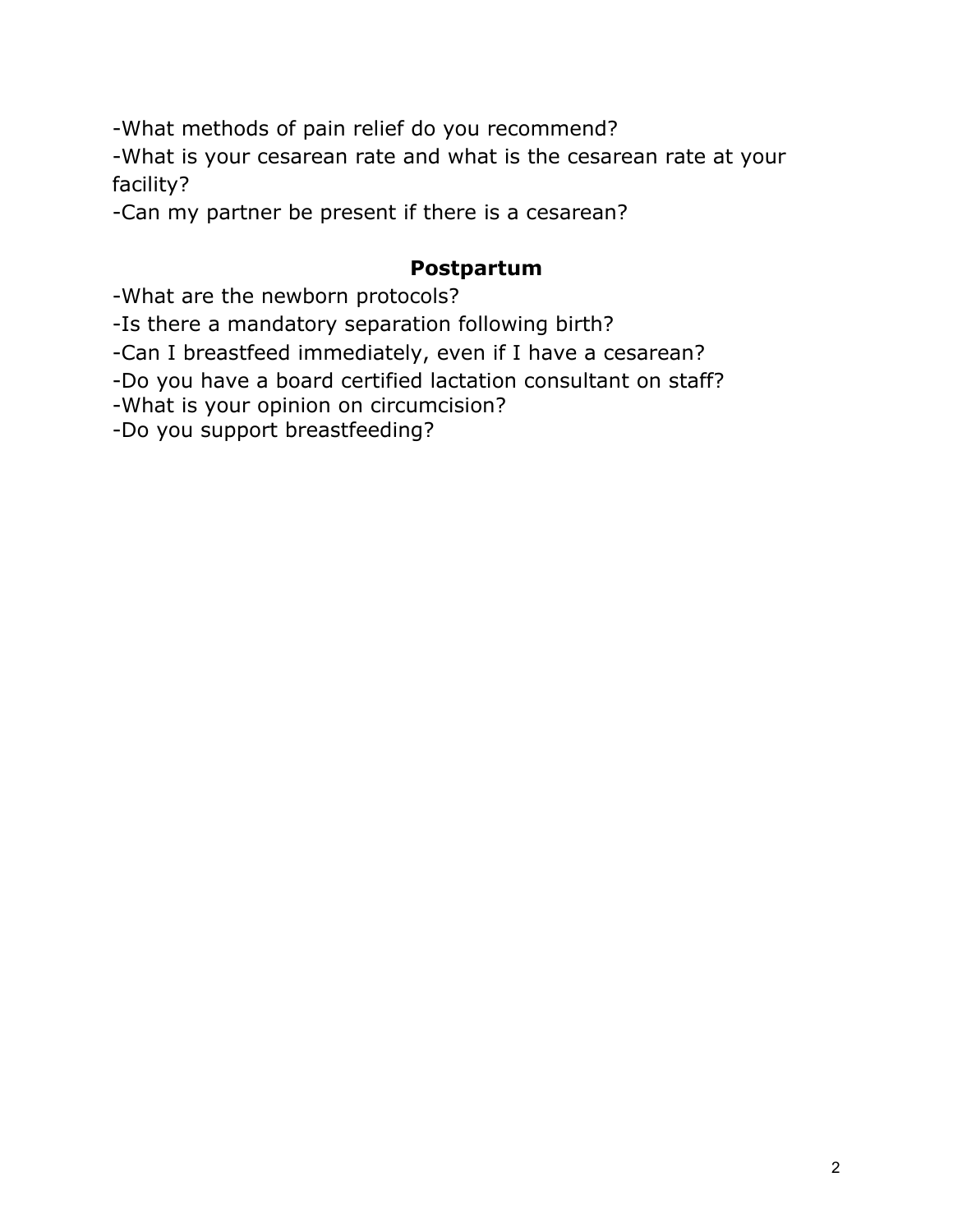-What methods of pain relief do you recommend?

-What is your cesarean rate and what is the cesarean rate at your facility?

-Can my partner be present if there is a cesarean?

## Postpartum

-What are the newborn protocols?

-Is there a mandatory separation following birth?

-Can I breastfeed immediately, even if I have a cesarean?

-Do you have a board certified lactation consultant on staff?

-What is your opinion on circumcision?

-Do you support breastfeeding?